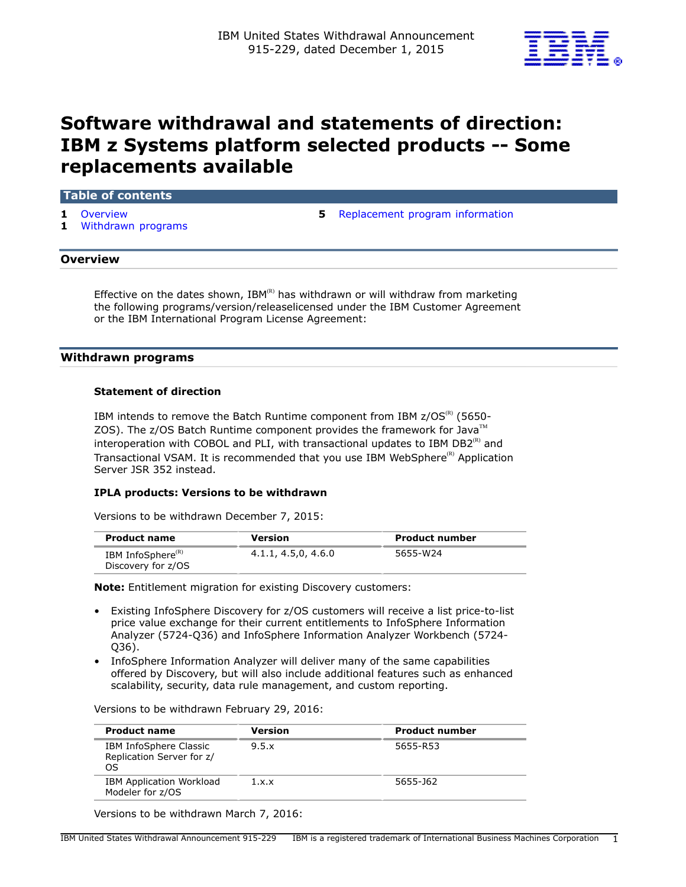IBM United States Withdrawal Announcement
915-229, dated December 1, 2015

# Software withdrawal and statements of direction: IBM z Systems platform selected products -- Some replacements available

**Table of contents**

1 Overview
1 Withdrawn programs
5 Replacement program information

## Overview

Effective on the dates shown, IBM(R) has withdrawn or will withdraw from marketing the following programs/version/releaselicensed under the IBM Customer Agreement or the IBM International Program License Agreement:

## Withdrawn programs

### Statement of direction

IBM intends to remove the Batch Runtime component from IBM z/OS(R) (5650-ZOS). The z/OS Batch Runtime component provides the framework for Java(TM) interoperation with COBOL and PLI, with transactional updates to IBM DB2(R) and Transactional VSAM. It is recommended that you use IBM WebSphere(R) Application Server JSR 352 instead.

### IPLA products: Versions to be withdrawn

Versions to be withdrawn December 7, 2015:

| Product name | Version | Product number |
|---|---|---|
| IBM InfoSphere(R) Discovery for z/OS | 4.1.1, 4.5,0, 4.6.0 | 5655-W24 |

**Note:** Entitlement migration for existing Discovery customers:

- Existing InfoSphere Discovery for z/OS customers will receive a list price-to-list price value exchange for their current entitlements to InfoSphere Information Analyzer (5724-Q36) and InfoSphere Information Analyzer Workbench (5724-Q36).
- InfoSphere Information Analyzer will deliver many of the same capabilities offered by Discovery, but will also include additional features such as enhanced scalability, security, data rule management, and custom reporting.

Versions to be withdrawn February 29, 2016:

| Product name | Version | Product number |
|---|---|---|
| IBM InfoSphere Classic Replication Server for z/OS | 9.5.x | 5655-R53 |
| IBM Application Workload Modeler for z/OS | 1.x.x | 5655-J62 |

Versions to be withdrawn March 7, 2016: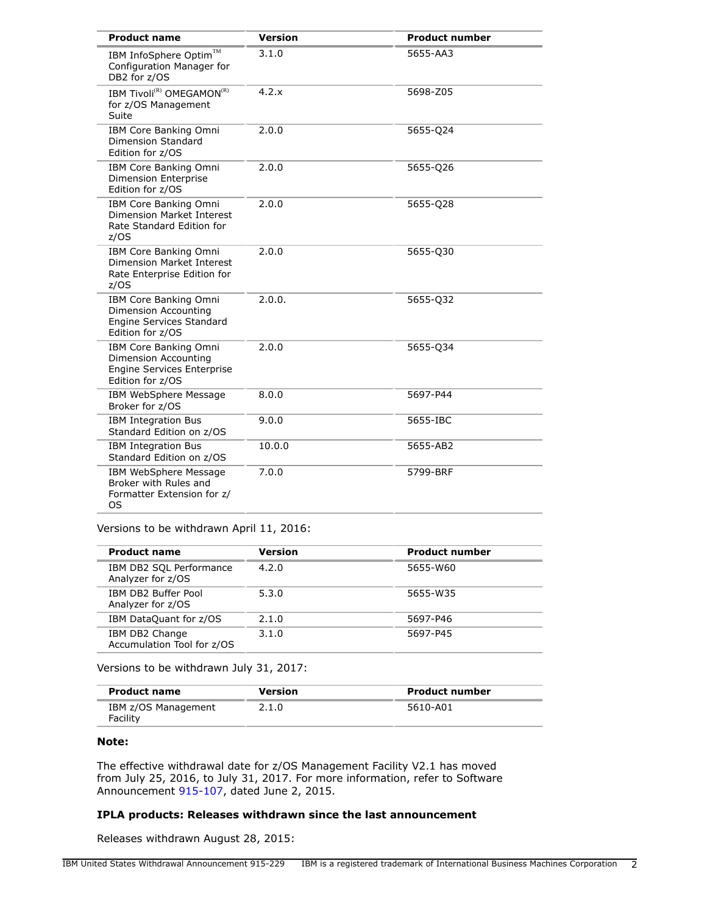| Product name | Version | Product number |
| --- | --- | --- |
| IBM InfoSphere Optim(TM) Configuration Manager for DB2 for z/OS | 3.1.0 | 5655-AA3 |
| IBM Tivoli(R) OMEGAMON(R) for z/OS Management Suite | 4.2.x | 5698-Z05 |
| IBM Core Banking Omni Dimension Standard Edition for z/OS | 2.0.0 | 5655-Q24 |
| IBM Core Banking Omni Dimension Enterprise Edition for z/OS | 2.0.0 | 5655-Q26 |
| IBM Core Banking Omni Dimension Market Interest Rate Standard Edition for z/OS | 2.0.0 | 5655-Q28 |
| IBM Core Banking Omni Dimension Market Interest Rate Enterprise Edition for z/OS | 2.0.0 | 5655-Q30 |
| IBM Core Banking Omni Dimension Accounting Engine Services Standard Edition for z/OS | 2.0.0. | 5655-Q32 |
| IBM Core Banking Omni Dimension Accounting Engine Services Enterprise Edition for z/OS | 2.0.0 | 5655-Q34 |
| IBM WebSphere Message Broker for z/OS | 8.0.0 | 5697-P44 |
| IBM Integration Bus Standard Edition on z/OS | 9.0.0 | 5655-IBC |
| IBM Integration Bus Standard Edition on z/OS | 10.0.0 | 5655-AB2 |
| IBM WebSphere Message Broker with Rules and Formatter Extension for z/OS | 7.0.0 | 5799-BRF |

Versions to be withdrawn April 11, 2016:

| Product name | Version | Product number |
| --- | --- | --- |
| IBM DB2 SQL Performance Analyzer for z/OS | 4.2.0 | 5655-W60 |
| IBM DB2 Buffer Pool Analyzer for z/OS | 5.3.0 | 5655-W35 |
| IBM DataQuant for z/OS | 2.1.0 | 5697-P46 |
| IBM DB2 Change Accumulation Tool for z/OS | 3.1.0 | 5697-P45 |

Versions to be withdrawn July 31, 2017:

| Product name | Version | Product number |
| --- | --- | --- |
| IBM z/OS Management Facility | 2.1.0 | 5610-A01 |

**Note:**

The effective withdrawal date for z/OS Management Facility V2.1 has moved from July 25, 2016, to July 31, 2017. For more information, refer to Software Announcement 915-107, dated June 2, 2015.

### IPLA products: Releases withdrawn since the last announcement

Releases withdrawn August 28, 2015: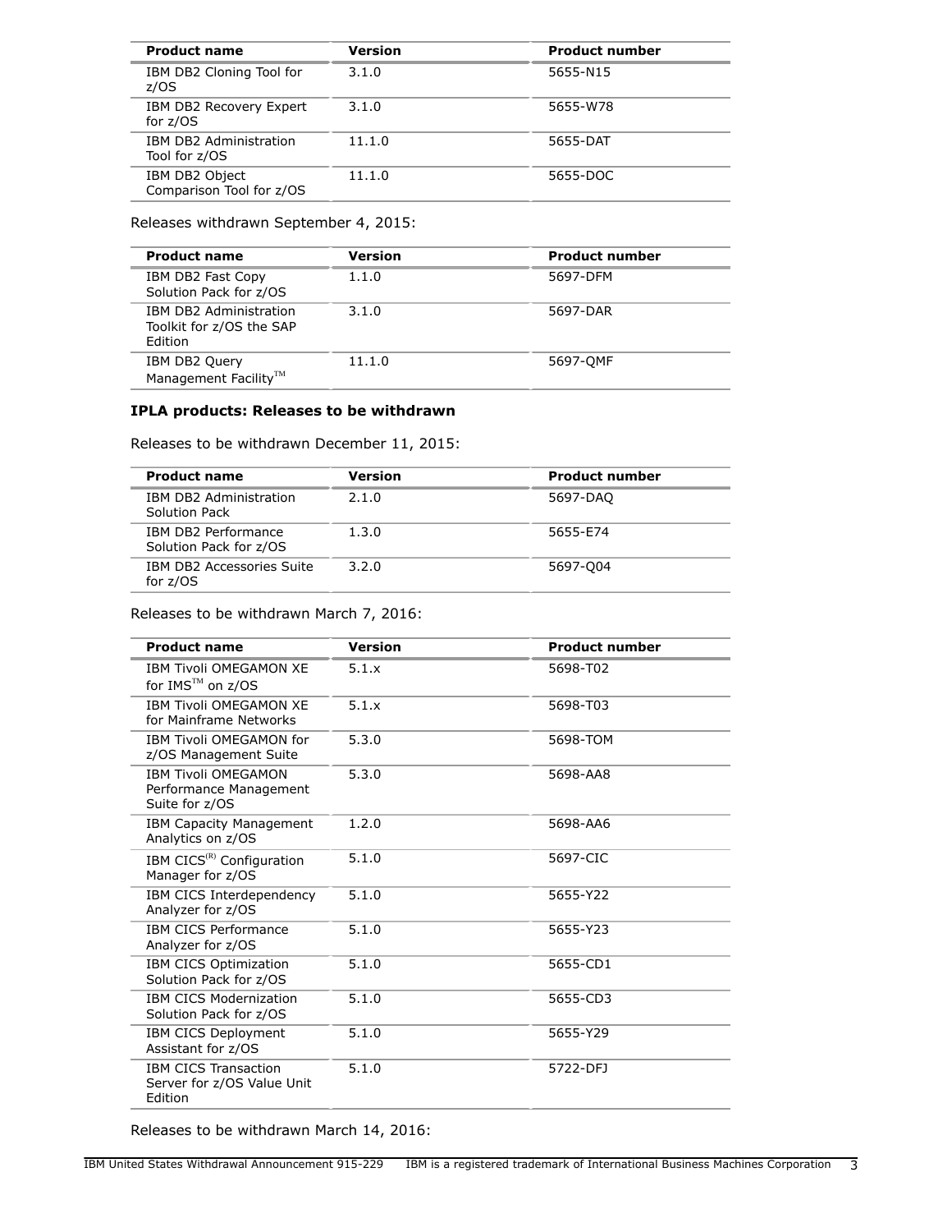| Product name | Version | Product number |
|---|---|---|
| IBM DB2 Cloning Tool for z/OS | 3.1.0 | 5655-N15 |
| IBM DB2 Recovery Expert for z/OS | 3.1.0 | 5655-W78 |
| IBM DB2 Administration Tool for z/OS | 11.1.0 | 5655-DAT |
| IBM DB2 Object Comparison Tool for z/OS | 11.1.0 | 5655-DOC |

Releases withdrawn September 4, 2015:

| Product name | Version | Product number |
|---|---|---|
| IBM DB2 Fast Copy Solution Pack for z/OS | 1.1.0 | 5697-DFM |
| IBM DB2 Administration Toolkit for z/OS the SAP Edition | 3.1.0 | 5697-DAR |
| IBM DB2 Query Management Facility(TM) | 11.1.0 | 5697-QMF |

### IPLA products: Releases to be withdrawn

Releases to be withdrawn December 11, 2015:

| Product name | Version | Product number |
|---|---|---|
| IBM DB2 Administration Solution Pack | 2.1.0 | 5697-DAQ |
| IBM DB2 Performance Solution Pack for z/OS | 1.3.0 | 5655-E74 |
| IBM DB2 Accessories Suite for z/OS | 3.2.0 | 5697-Q04 |

Releases to be withdrawn March 7, 2016:

| Product name | Version | Product number |
|---|---|---|
| IBM Tivoli OMEGAMON XE for IMS(TM) on z/OS | 5.1.x | 5698-T02 |
| IBM Tivoli OMEGAMON XE for Mainframe Networks | 5.1.x | 5698-T03 |
| IBM Tivoli OMEGAMON for z/OS Management Suite | 5.3.0 | 5698-TOM |
| IBM Tivoli OMEGAMON Performance Management Suite for z/OS | 5.3.0 | 5698-AA8 |
| IBM Capacity Management Analytics on z/OS | 1.2.0 | 5698-AA6 |
| IBM CICS(R) Configuration Manager for z/OS | 5.1.0 | 5697-CIC |
| IBM CICS Interdependency Analyzer for z/OS | 5.1.0 | 5655-Y22 |
| IBM CICS Performance Analyzer for z/OS | 5.1.0 | 5655-Y23 |
| IBM CICS Optimization Solution Pack for z/OS | 5.1.0 | 5655-CD1 |
| IBM CICS Modernization Solution Pack for z/OS | 5.1.0 | 5655-CD3 |
| IBM CICS Deployment Assistant for z/OS | 5.1.0 | 5655-Y29 |
| IBM CICS Transaction Server for z/OS Value Unit Edition | 5.1.0 | 5722-DFJ |

Releases to be withdrawn March 14, 2016: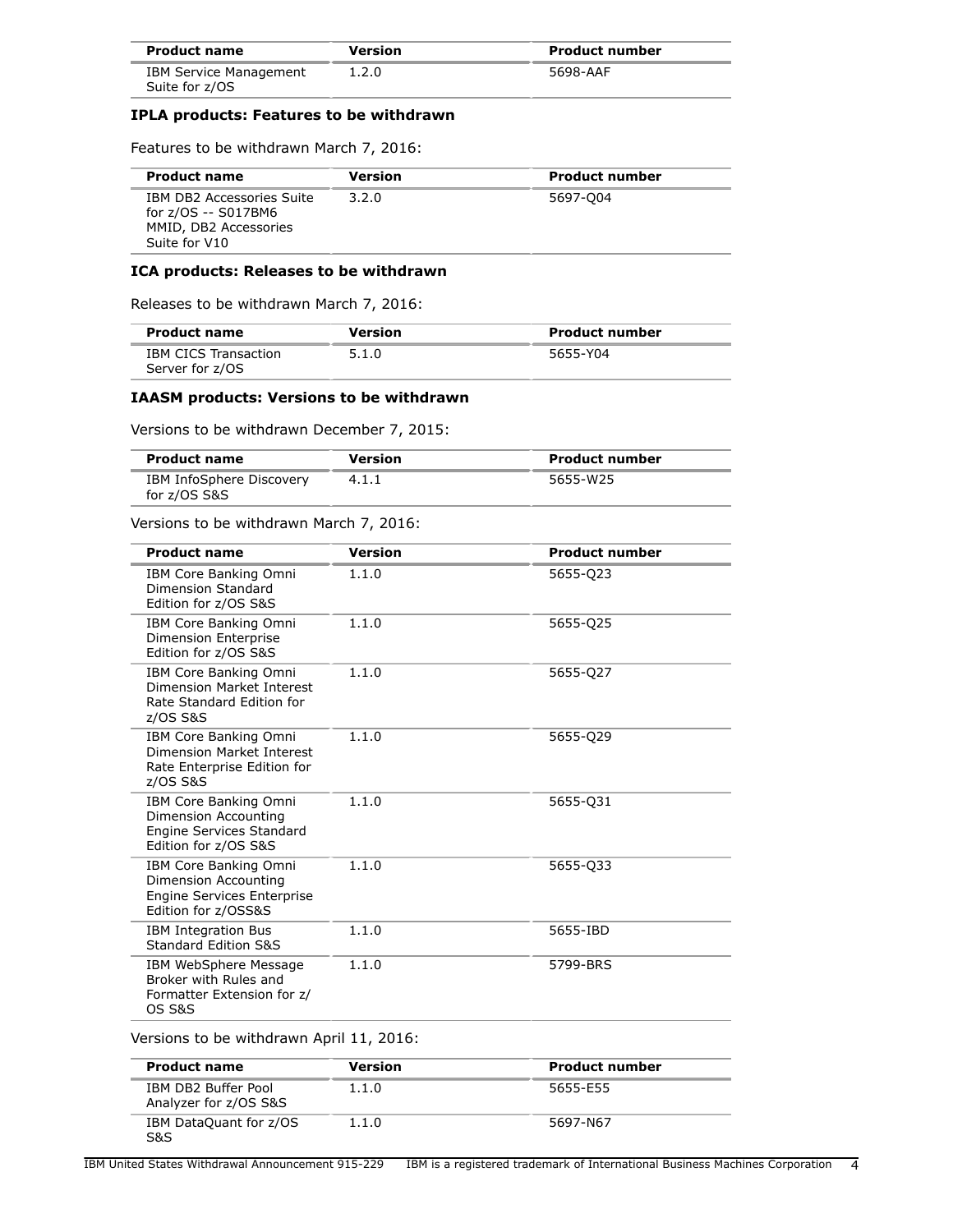| Product name | Version | Product number |
|---|---|---|
| IBM Service Management Suite for z/OS | 1.2.0 | 5698-AAF |

### IPLA products: Features to be withdrawn

Features to be withdrawn March 7, 2016:

| Product name | Version | Product number |
|---|---|---|
| IBM DB2 Accessories Suite for z/OS -- S017BM6 MMID, DB2 Accessories Suite for V10 | 3.2.0 | 5697-Q04 |

### ICA products: Releases to be withdrawn

Releases to be withdrawn March 7, 2016:

| Product name | Version | Product number |
|---|---|---|
| IBM CICS Transaction Server for z/OS | 5.1.0 | 5655-Y04 |

### IAASM products: Versions to be withdrawn

Versions to be withdrawn December 7, 2015:

| Product name | Version | Product number |
|---|---|---|
| IBM InfoSphere Discovery for z/OS S&S | 4.1.1 | 5655-W25 |

Versions to be withdrawn March 7, 2016:

| Product name | Version | Product number |
|---|---|---|
| IBM Core Banking Omni Dimension Standard Edition for z/OS S&S | 1.1.0 | 5655-Q23 |
| IBM Core Banking Omni Dimension Enterprise Edition for z/OS S&S | 1.1.0 | 5655-Q25 |
| IBM Core Banking Omni Dimension Market Interest Rate Standard Edition for z/OS S&S | 1.1.0 | 5655-Q27 |
| IBM Core Banking Omni Dimension Market Interest Rate Enterprise Edition for z/OS S&S | 1.1.0 | 5655-Q29 |
| IBM Core Banking Omni Dimension Accounting Engine Services Standard Edition for z/OS S&S | 1.1.0 | 5655-Q31 |
| IBM Core Banking Omni Dimension Accounting Engine Services Enterprise Edition for z/OSS&S | 1.1.0 | 5655-Q33 |
| IBM Integration Bus Standard Edition S&S | 1.1.0 | 5655-IBD |
| IBM WebSphere Message Broker with Rules and Formatter Extension for z/OS S&S | 1.1.0 | 5799-BRS |

Versions to be withdrawn April 11, 2016:

| Product name | Version | Product number |
|---|---|---|
| IBM DB2 Buffer Pool Analyzer for z/OS S&S | 1.1.0 | 5655-E55 |
| IBM DataQuant for z/OS S&S | 1.1.0 | 5697-N67 |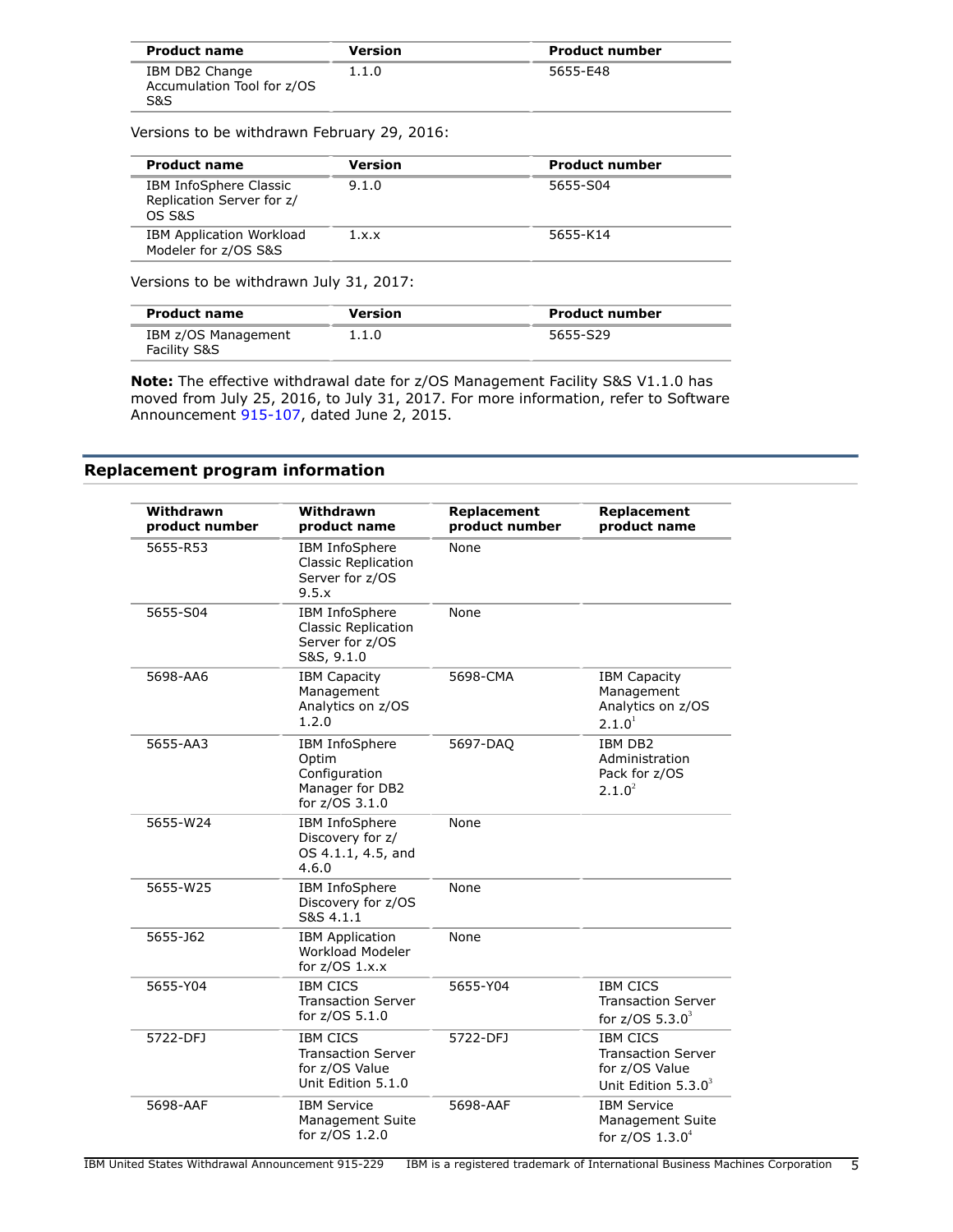| Product name | Version | Product number |
| --- | --- | --- |
| IBM DB2 Change Accumulation Tool for z/OS S&S | 1.1.0 | 5655-E48 |

Versions to be withdrawn February 29, 2016:

| Product name | Version | Product number |
| --- | --- | --- |
| IBM InfoSphere Classic Replication Server for z/OS S&S | 9.1.0 | 5655-S04 |
| IBM Application Workload Modeler for z/OS S&S | 1.x.x | 5655-K14 |

Versions to be withdrawn July 31, 2017:

| Product name | Version | Product number |
| --- | --- | --- |
| IBM z/OS Management Facility S&S | 1.1.0 | 5655-S29 |

**Note:** The effective withdrawal date for z/OS Management Facility S&S V1.1.0 has moved from July 25, 2016, to July 31, 2017. For more information, refer to Software Announcement 915-107, dated June 2, 2015.

## Replacement program information

| Withdrawn product number | Withdrawn product name | Replacement product number | Replacement product name |
| --- | --- | --- | --- |
| 5655-R53 | IBM InfoSphere Classic Replication Server for z/OS 9.5.x | None | |
| 5655-S04 | IBM InfoSphere Classic Replication Server for z/OS S&S, 9.1.0 | None | |
| 5698-AA6 | IBM Capacity Management Analytics on z/OS 1.2.0 | 5698-CMA | IBM Capacity Management Analytics on z/OS 2.1.0[1] |
| 5655-AA3 | IBM InfoSphere Optim Configuration Manager for DB2 for z/OS 3.1.0 | 5697-DAQ | IBM DB2 Administration Pack for z/OS 2.1.0[2] |
| 5655-W24 | IBM InfoSphere Discovery for z/OS 4.1.1, 4.5, and 4.6.0 | None | |
| 5655-W25 | IBM InfoSphere Discovery for z/OS S&S 4.1.1 | None | |
| 5655-J62 | IBM Application Workload Modeler for z/OS 1.x.x | None | |
| 5655-Y04 | IBM CICS Transaction Server for z/OS 5.1.0 | 5655-Y04 | IBM CICS Transaction Server for z/OS 5.3.0[3] |
| 5722-DFJ | IBM CICS Transaction Server for z/OS Value Unit Edition 5.1.0 | 5722-DFJ | IBM CICS Transaction Server for z/OS Value Unit Edition 5.3.0[3] |
| 5698-AAF | IBM Service Management Suite for z/OS 1.2.0 | 5698-AAF | IBM Service Management Suite for z/OS 1.3.0[4] |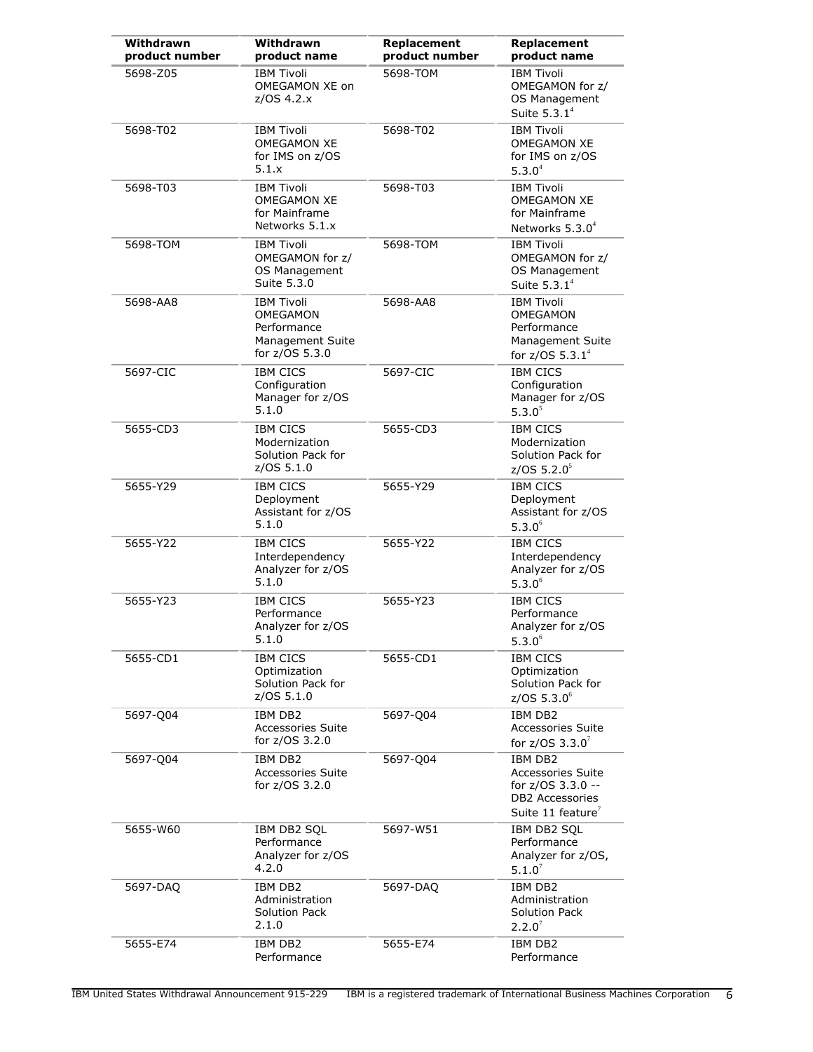| Withdrawn product number | Withdrawn product name | Replacement product number | Replacement product name |
|---|---|---|---|
| 5698-Z05 | IBM Tivoli OMEGAMON XE on z/OS 4.2.x | 5698-TOM | IBM Tivoli OMEGAMON for z/OS Management Suite 5.3.1[4] |
| 5698-T02 | IBM Tivoli OMEGAMON XE for IMS on z/OS 5.1.x | 5698-T02 | IBM Tivoli OMEGAMON XE for IMS on z/OS 5.3.0[4] |
| 5698-T03 | IBM Tivoli OMEGAMON XE for Mainframe Networks 5.1.x | 5698-T03 | IBM Tivoli OMEGAMON XE for Mainframe Networks 5.3.0[4] |
| 5698-TOM | IBM Tivoli OMEGAMON for z/OS Management Suite 5.3.0 | 5698-TOM | IBM Tivoli OMEGAMON for z/OS Management Suite 5.3.1[4] |
| 5698-AA8 | IBM Tivoli OMEGAMON Performance Management Suite for z/OS 5.3.0 | 5698-AA8 | IBM Tivoli OMEGAMON Performance Management Suite for z/OS 5.3.1[4] |
| 5697-CIC | IBM CICS Configuration Manager for z/OS 5.1.0 | 5697-CIC | IBM CICS Configuration Manager for z/OS 5.3.0[5] |
| 5655-CD3 | IBM CICS Modernization Solution Pack for z/OS 5.1.0 | 5655-CD3 | IBM CICS Modernization Solution Pack for z/OS 5.2.0[5] |
| 5655-Y29 | IBM CICS Deployment Assistant for z/OS 5.1.0 | 5655-Y29 | IBM CICS Deployment Assistant for z/OS 5.3.0[6] |
| 5655-Y22 | IBM CICS Interdependency Analyzer for z/OS 5.1.0 | 5655-Y22 | IBM CICS Interdependency Analyzer for z/OS 5.3.0[6] |
| 5655-Y23 | IBM CICS Performance Analyzer for z/OS 5.1.0 | 5655-Y23 | IBM CICS Performance Analyzer for z/OS 5.3.0[6] |
| 5655-CD1 | IBM CICS Optimization Solution Pack for z/OS 5.1.0 | 5655-CD1 | IBM CICS Optimization Solution Pack for z/OS 5.3.0[6] |
| 5697-Q04 | IBM DB2 Accessories Suite for z/OS 3.2.0 | 5697-Q04 | IBM DB2 Accessories Suite for z/OS 3.3.0[7] |
| 5697-Q04 | IBM DB2 Accessories Suite for z/OS 3.2.0 | 5697-Q04 | IBM DB2 Accessories Suite for z/OS 3.3.0 -- DB2 Accessories Suite 11 feature[7] |
| 5655-W60 | IBM DB2 SQL Performance Analyzer for z/OS 4.2.0 | 5697-W51 | IBM DB2 SQL Performance Analyzer for z/OS, 5.1.0[7] |
| 5697-DAQ | IBM DB2 Administration Solution Pack 2.1.0 | 5697-DAQ | IBM DB2 Administration Solution Pack 2.2.0[7] |
| 5655-E74 | IBM DB2 Performance | 5655-E74 | IBM DB2 Performance |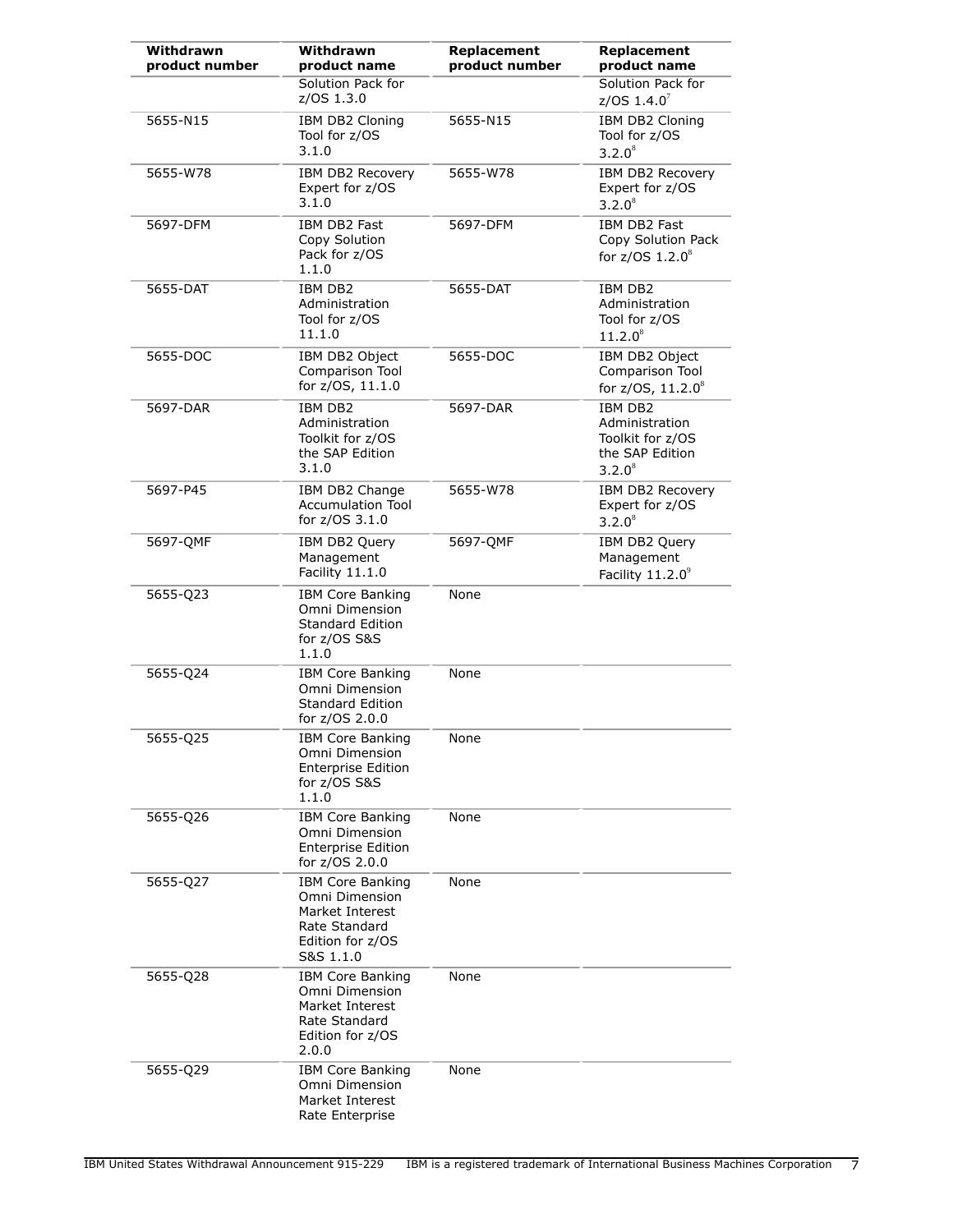| Withdrawn product number | Withdrawn product name | Replacement product number | Replacement product name |
|---|---|---|---|
| | Solution Pack for z/OS 1.3.0 | | Solution Pack for z/OS 1.4.0[7] |
| 5655-N15 | IBM DB2 Cloning Tool for z/OS 3.1.0 | 5655-N15 | IBM DB2 Cloning Tool for z/OS 3.2.0[8] |
| 5655-W78 | IBM DB2 Recovery Expert for z/OS 3.1.0 | 5655-W78 | IBM DB2 Recovery Expert for z/OS 3.2.0[8] |
| 5697-DFM | IBM DB2 Fast Copy Solution Pack for z/OS 1.1.0 | 5697-DFM | IBM DB2 Fast Copy Solution Pack for z/OS 1.2.0[8] |
| 5655-DAT | IBM DB2 Administration Tool for z/OS 11.1.0 | 5655-DAT | IBM DB2 Administration Tool for z/OS 11.2.0[8] |
| 5655-DOC | IBM DB2 Object Comparison Tool for z/OS, 11.1.0 | 5655-DOC | IBM DB2 Object Comparison Tool for z/OS, 11.2.0[8] |
| 5697-DAR | IBM DB2 Administration Toolkit for z/OS the SAP Edition 3.1.0 | 5697-DAR | IBM DB2 Administration Toolkit for z/OS the SAP Edition 3.2.0[8] |
| 5697-P45 | IBM DB2 Change Accumulation Tool for z/OS 3.1.0 | 5655-W78 | IBM DB2 Recovery Expert for z/OS 3.2.0[8] |
| 5697-QMF | IBM DB2 Query Management Facility 11.1.0 | 5697-QMF | IBM DB2 Query Management Facility 11.2.0[9] |
| 5655-Q23 | IBM Core Banking Omni Dimension Standard Edition for z/OS S&S 1.1.0 | None | |
| 5655-Q24 | IBM Core Banking Omni Dimension Standard Edition for z/OS 2.0.0 | None | |
| 5655-Q25 | IBM Core Banking Omni Dimension Enterprise Edition for z/OS S&S 1.1.0 | None | |
| 5655-Q26 | IBM Core Banking Omni Dimension Enterprise Edition for z/OS 2.0.0 | None | |
| 5655-Q27 | IBM Core Banking Omni Dimension Market Interest Rate Standard Edition for z/OS S&S 1.1.0 | None | |
| 5655-Q28 | IBM Core Banking Omni Dimension Market Interest Rate Standard Edition for z/OS 2.0.0 | None | |
| 5655-Q29 | IBM Core Banking Omni Dimension Market Interest Rate Enterprise | None | |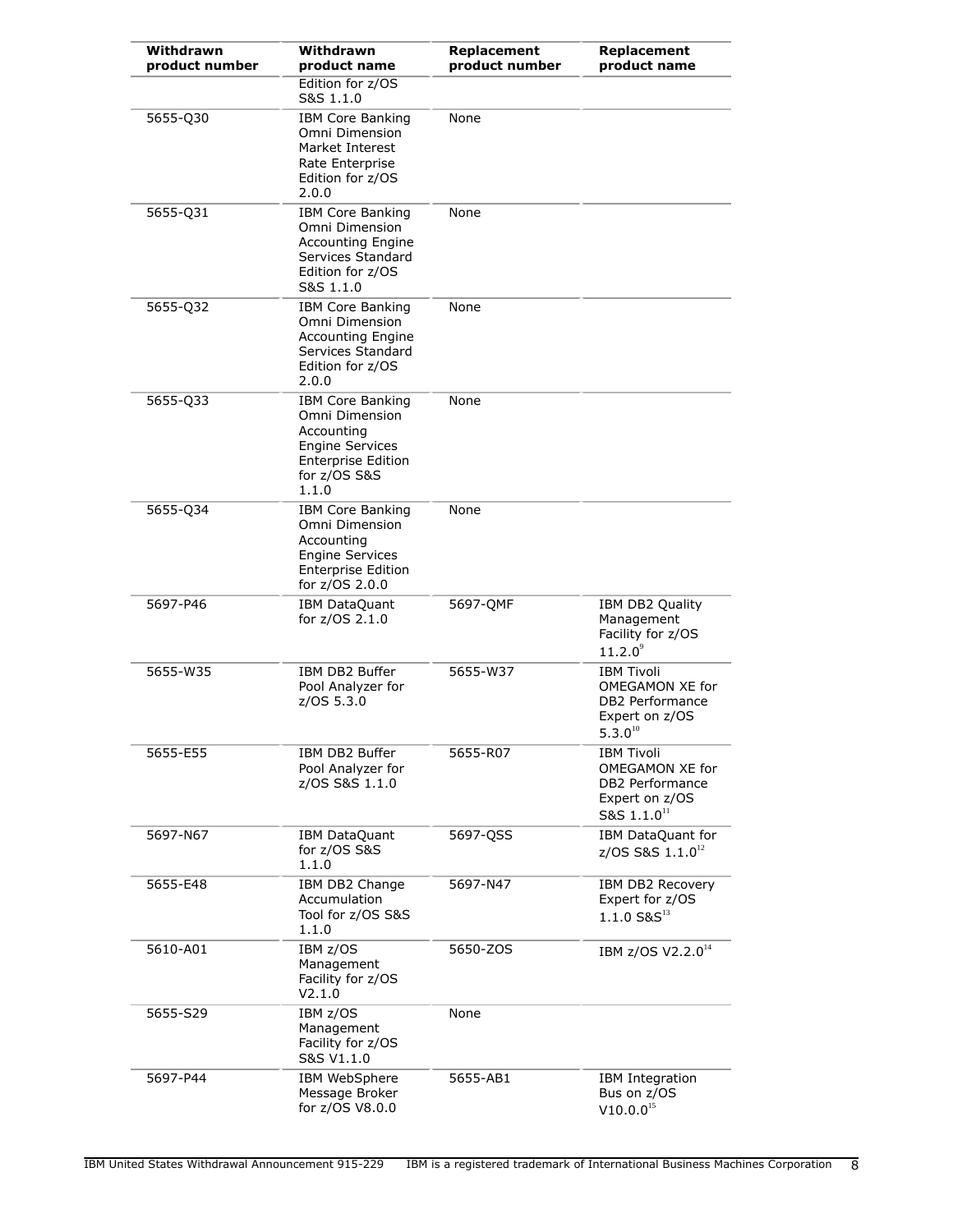| Withdrawn product number | Withdrawn product name | Replacement product number | Replacement product name |
|---|---|---|---|
| | Edition for z/OS S&S 1.1.0 | | |
| 5655-Q30 | IBM Core Banking Omni Dimension Market Interest Rate Enterprise Edition for z/OS 2.0.0 | None | |
| 5655-Q31 | IBM Core Banking Omni Dimension Accounting Engine Services Standard Edition for z/OS S&S 1.1.0 | None | |
| 5655-Q32 | IBM Core Banking Omni Dimension Accounting Engine Services Standard Edition for z/OS 2.0.0 | None | |
| 5655-Q33 | IBM Core Banking Omni Dimension Accounting Engine Services Enterprise Edition for z/OS S&S 1.1.0 | None | |
| 5655-Q34 | IBM Core Banking Omni Dimension Accounting Engine Services Enterprise Edition for z/OS 2.0.0 | None | |
| 5697-P46 | IBM DataQuant for z/OS 2.1.0 | 5697-QMF | IBM DB2 Quality Management Facility for z/OS 11.2.0[9] |
| 5655-W35 | IBM DB2 Buffer Pool Analyzer for z/OS 5.3.0 | 5655-W37 | IBM Tivoli OMEGAMON XE for DB2 Performance Expert on z/OS 5.3.0[10] |
| 5655-E55 | IBM DB2 Buffer Pool Analyzer for z/OS S&S 1.1.0 | 5655-R07 | IBM Tivoli OMEGAMON XE for DB2 Performance Expert on z/OS S&S 1.1.0[11] |
| 5697-N67 | IBM DataQuant for z/OS S&S 1.1.0 | 5697-QSS | IBM DataQuant for z/OS S&S 1.1.0[12] |
| 5655-E48 | IBM DB2 Change Accumulation Tool for z/OS S&S 1.1.0 | 5697-N47 | IBM DB2 Recovery Expert for z/OS 1.1.0 S&S[13] |
| 5610-A01 | IBM z/OS Management Facility for z/OS V2.1.0 | 5650-ZOS | IBM z/OS V2.2.0[14] |
| 5655-S29 | IBM z/OS Management Facility for z/OS S&S V1.1.0 | None | |
| 5697-P44 | IBM WebSphere Message Broker for z/OS V8.0.0 | 5655-AB1 | IBM Integration Bus on z/OS V10.0.0[15] |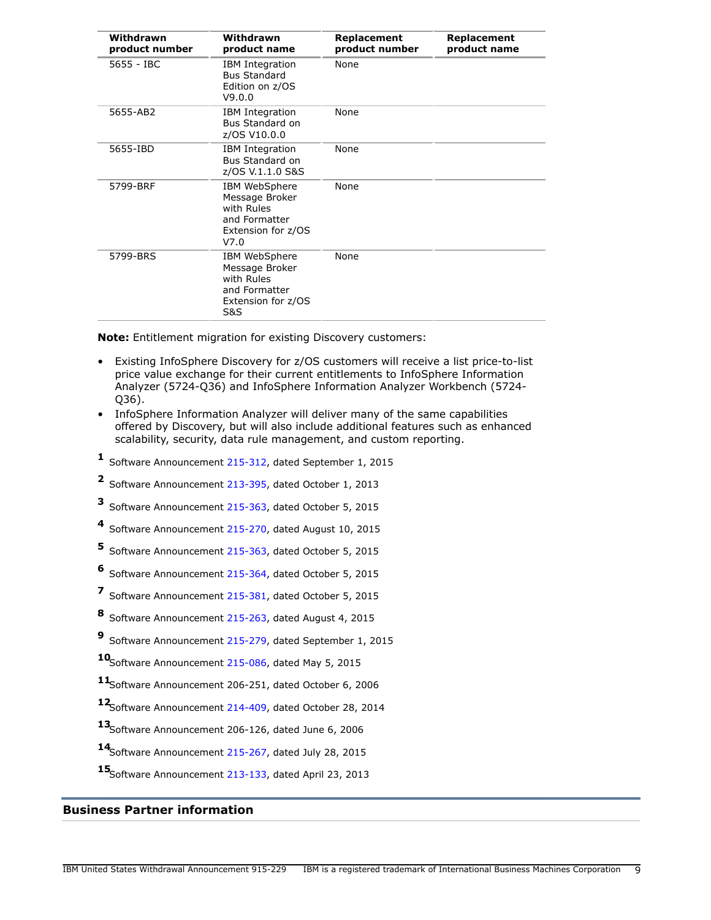| Withdrawn product number | Withdrawn product name | Replacement product number | Replacement product name |
|---|---|---|---|
| 5655 - IBC | IBM Integration Bus Standard Edition on z/OS V9.0.0 | None | |
| 5655-AB2 | IBM Integration Bus Standard on z/OS V10.0.0 | None | |
| 5655-IBD | IBM Integration Bus Standard on z/OS V.1.1.0 S&S | None | |
| 5799-BRF | IBM WebSphere Message Broker with Rules and Formatter Extension for z/OS V7.0 | None | |
| 5799-BRS | IBM WebSphere Message Broker with Rules and Formatter Extension for z/OS S&S | None | |

**Note:** Entitlement migration for existing Discovery customers:

- Existing InfoSphere Discovery for z/OS customers will receive a list price-to-list price value exchange for their current entitlements to InfoSphere Information Analyzer (5724-Q36) and InfoSphere Information Analyzer Workbench (5724-Q36).
- InfoSphere Information Analyzer will deliver many of the same capabilities offered by Discovery, but will also include additional features such as enhanced scalability, security, data rule management, and custom reporting.

[1] Software Announcement 215-312, dated September 1, 2015

[2] Software Announcement 213-395, dated October 1, 2013

[3] Software Announcement 215-363, dated October 5, 2015

[4] Software Announcement 215-270, dated August 10, 2015

[5] Software Announcement 215-363, dated October 5, 2015

[6] Software Announcement 215-364, dated October 5, 2015

[7] Software Announcement 215-381, dated October 5, 2015

[8] Software Announcement 215-263, dated August 4, 2015

[9] Software Announcement 215-279, dated September 1, 2015

[10] Software Announcement 215-086, dated May 5, 2015

[11] Software Announcement 206-251, dated October 6, 2006

[12] Software Announcement 214-409, dated October 28, 2014

[13] Software Announcement 206-126, dated June 6, 2006

[14] Software Announcement 215-267, dated July 28, 2015

[15] Software Announcement 213-133, dated April 23, 2013

## Business Partner information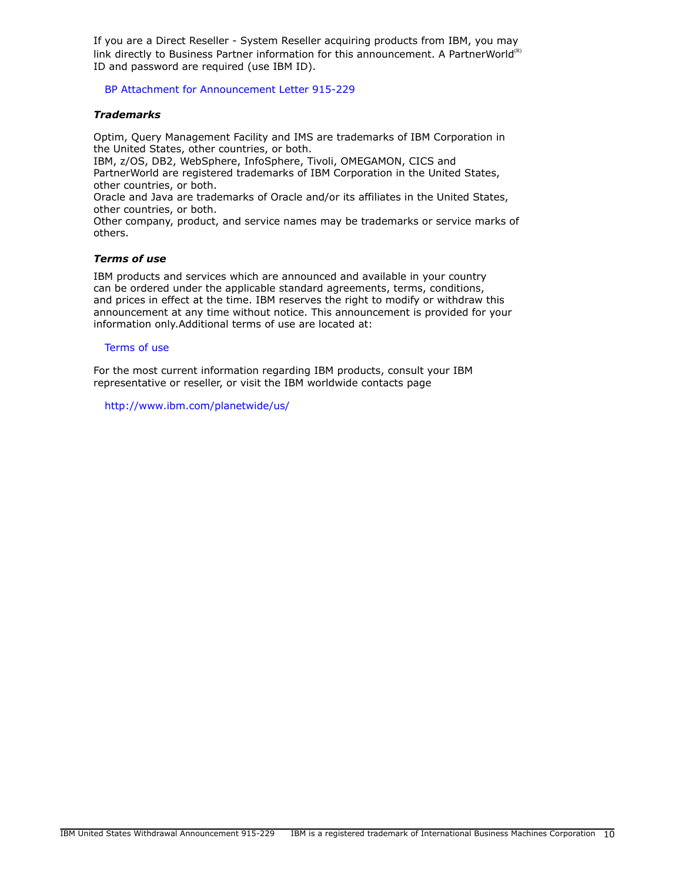If you are a Direct Reseller - System Reseller acquiring products from IBM, you may link directly to Business Partner information for this announcement. A PartnerWorld(R) ID and password are required (use IBM ID).

BP Attachment for Announcement Letter 915-229

### *Trademarks*

Optim, Query Management Facility and IMS are trademarks of IBM Corporation in the United States, other countries, or both.
IBM, z/OS, DB2, WebSphere, InfoSphere, Tivoli, OMEGAMON, CICS and PartnerWorld are registered trademarks of IBM Corporation in the United States, other countries, or both.
Oracle and Java are trademarks of Oracle and/or its affiliates in the United States, other countries, or both.
Other company, product, and service names may be trademarks or service marks of others.

### *Terms of use*

IBM products and services which are announced and available in your country can be ordered under the applicable standard agreements, terms, conditions, and prices in effect at the time. IBM reserves the right to modify or withdraw this announcement at any time without notice. This announcement is provided for your information only.Additional terms of use are located at:

Terms of use

For the most current information regarding IBM products, consult your IBM representative or reseller, or visit the IBM worldwide contacts page

http://www.ibm.com/planetwide/us/